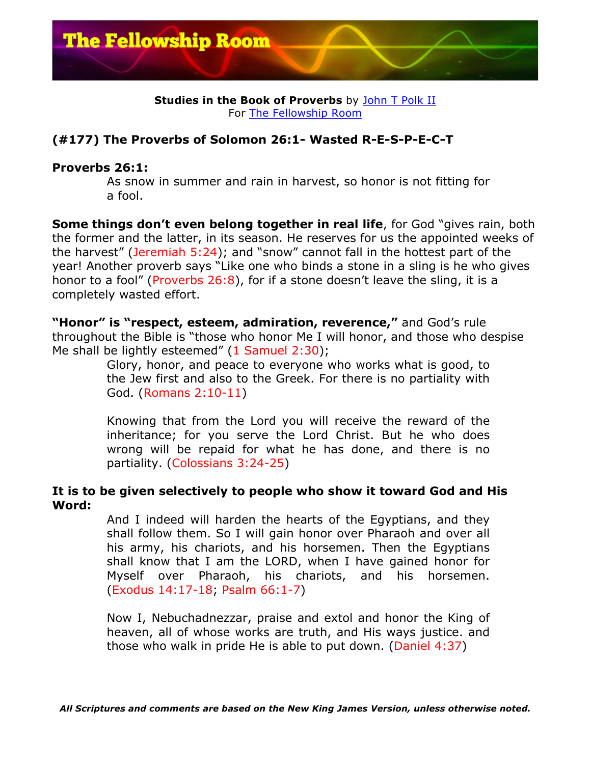**Studies in the Book of Proverbs** by John T Polk II
For The Fellowship Room

## (#177) The Proverbs of Solomon 26:1- Wasted R-E-S-P-E-C-T

**Proverbs 26:1:**

> As snow in summer and rain in harvest, so honor is not fitting for a fool.

**Some things don't even belong together in real life**, for God "gives rain, both the former and the latter, in its season. He reserves for us the appointed weeks of the harvest" (Jeremiah 5:24); and "snow" cannot fall in the hottest part of the year! Another proverb says "Like one who binds a stone in a sling is he who gives honor to a fool" (Proverbs 26:8), for if a stone doesn't leave the sling, it is a completely wasted effort.

**"Honor" is "respect, esteem, admiration, reverence,"** and God's rule throughout the Bible is "those who honor Me I will honor, and those who despise Me shall be lightly esteemed" (1 Samuel 2:30);

> Glory, honor, and peace to everyone who works what is good, to the Jew first and also to the Greek. For there is no partiality with God. (Romans 2:10-11)

> Knowing that from the Lord you will receive the reward of the inheritance; for you serve the Lord Christ. But he who does wrong will be repaid for what he has done, and there is no partiality. (Colossians 3:24-25)

**It is to be given selectively to people who show it toward God and His Word:**

> And I indeed will harden the hearts of the Egyptians, and they shall follow them. So I will gain honor over Pharaoh and over all his army, his chariots, and his horsemen. Then the Egyptians shall know that I am the LORD, when I have gained honor for Myself over Pharaoh, his chariots, and his horsemen. (Exodus 14:17-18; Psalm 66:1-7)

> Now I, Nebuchadnezzar, praise and extol and honor the King of heaven, all of whose works are truth, and His ways justice. and those who walk in pride He is able to put down. (Daniel 4:37)

*All Scriptures and comments are based on the New King James Version, unless otherwise noted.*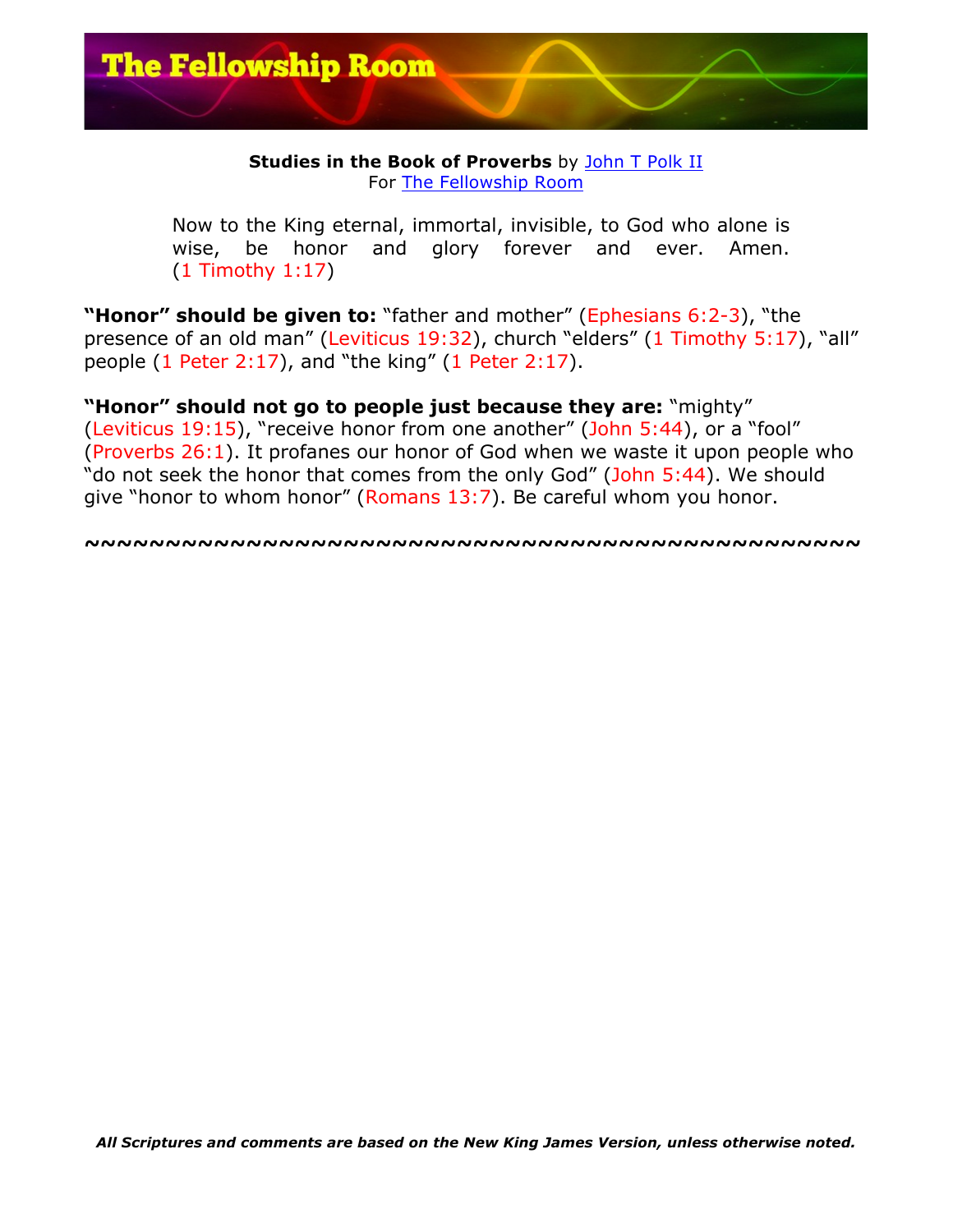**Studies in the Book of Proverbs** by John T Polk II
For The Fellowship Room

> Now to the King eternal, immortal, invisible, to God who alone is wise, be honor and glory forever and ever. Amen. (1 Timothy 1:17)

**"Honor" should be given to:** "father and mother" (Ephesians 6:2-3), "the presence of an old man" (Leviticus 19:32), church "elders" (1 Timothy 5:17), "all" people (1 Peter 2:17), and "the king" (1 Peter 2:17).

**"Honor" should not go to people just because they are:** "mighty" (Leviticus 19:15), "receive honor from one another" (John 5:44), or a "fool" (Proverbs 26:1). It profanes our honor of God when we waste it upon people who "do not seek the honor that comes from the only God" (John 5:44). We should give "honor to whom honor" (Romans 13:7). Be careful whom you honor.

~~~~~~~~~~~~~~~~~~~~~~~~~~~~~~~~~~~~~~~~~~~~~~~~~

*All Scriptures and comments are based on the New King James Version, unless otherwise noted.*